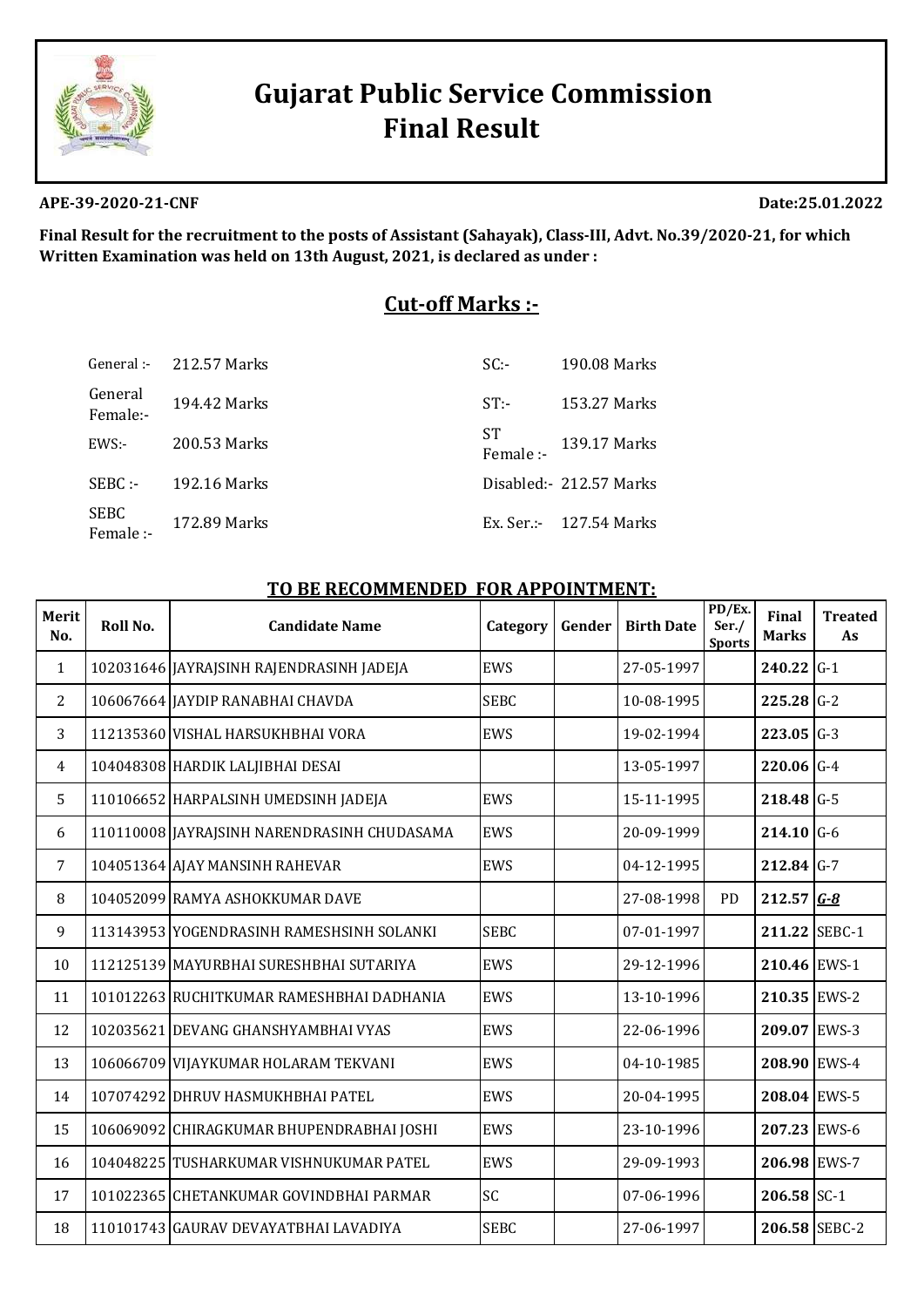# Gujarat Public Service Commission
# Final Result

**APE-39-2020-21-CNF** **Date:25.01.2022**

**Final Result for the recruitment to the posts of Assistant (Sahayak), Class-III, Advt. No.39/2020-21, for which Written Examination was held on 13th August, 2021, is declared as under :**

## Cut-off Marks :-

| | | | |
|---|---|---|---|
| General :- | 212.57 Marks | SC:- | 190.08 Marks |
| General Female:- | 194.42 Marks | ST:- | 153.27 Marks |
| EWS:- | 200.53 Marks | ST Female :- | 139.17 Marks |
| SEBC :- | 192.16 Marks | Disabled:- | 212.57 Marks |
| SEBC Female :- | 172.89 Marks | Ex. Ser.:- | 127.54 Marks |

### TO BE RECOMMENDED FOR APPOINTMENT:

| Merit No. | Roll No. | Candidate Name | Category | Gender | Birth Date | PD/Ex. Ser./ Sports | Final Marks | Treated As |
|---|---|---|---|---|---|---|---|---|
| 1 | 102031646 | JAYRAJSINH RAJENDRASINH JADEJA | EWS | | 27-05-1997 | | **240.22** | G-1 |
| 2 | 106067664 | JAYDIP RANABHAI CHAVDA | SEBC | | 10-08-1995 | | **225.28** | G-2 |
| 3 | 112135360 | VISHAL HARSUKHBHAI VORA | EWS | | 19-02-1994 | | **223.05** | G-3 |
| 4 | 104048308 | HARDIK LALJIBHAI DESAI | | | 13-05-1997 | | **220.06** | G-4 |
| 5 | 110106652 | HARPALSINH UMEDSINH JADEJA | EWS | | 15-11-1995 | | **218.48** | G-5 |
| 6 | 110110008 | JAYRAJSINH NARENDRASINH CHUDASAMA | EWS | | 20-09-1999 | | **214.10** | G-6 |
| 7 | 104051364 | AJAY MANSINH RAHEVAR | EWS | | 04-12-1995 | | **212.84** | G-7 |
| 8 | 104052099 | RAMYA ASHOKKUMAR DAVE | | | 27-08-1998 | PD | **212.57** | ***G-8*** |
| 9 | 113143953 | YOGENDRASINH RAMESHSINH SOLANKI | SEBC | | 07-01-1997 | | **211.22** | SEBC-1 |
| 10 | 112125139 | MAYURBHAI SURESHBHAI SUTARIYA | EWS | | 29-12-1996 | | **210.46** | EWS-1 |
| 11 | 101012263 | RUCHITKUMAR RAMESHBHAI DADHANIA | EWS | | 13-10-1996 | | **210.35** | EWS-2 |
| 12 | 102035621 | DEVANG GHANSHYAMBHAI VYAS | EWS | | 22-06-1996 | | **209.07** | EWS-3 |
| 13 | 106066709 | VIJAYKUMAR HOLARAM TEKVANI | EWS | | 04-10-1985 | | **208.90** | EWS-4 |
| 14 | 107074292 | DHRUV HASMUKHBHAI PATEL | EWS | | 20-04-1995 | | **208.04** | EWS-5 |
| 15 | 106069092 | CHIRAGKUMAR BHUPENDRABHAI JOSHI | EWS | | 23-10-1996 | | **207.23** | EWS-6 |
| 16 | 104048225 | TUSHARKUMAR VISHNUKUMAR PATEL | EWS | | 29-09-1993 | | **206.98** | EWS-7 |
| 17 | 101022365 | CHETANKUMAR GOVINDBHAI PARMAR | SC | | 07-06-1996 | | **206.58** | SC-1 |
| 18 | 110101743 | GAURAV DEVAYATBHAI LAVADIYA | SEBC | | 27-06-1997 | | **206.58** | SEBC-2 |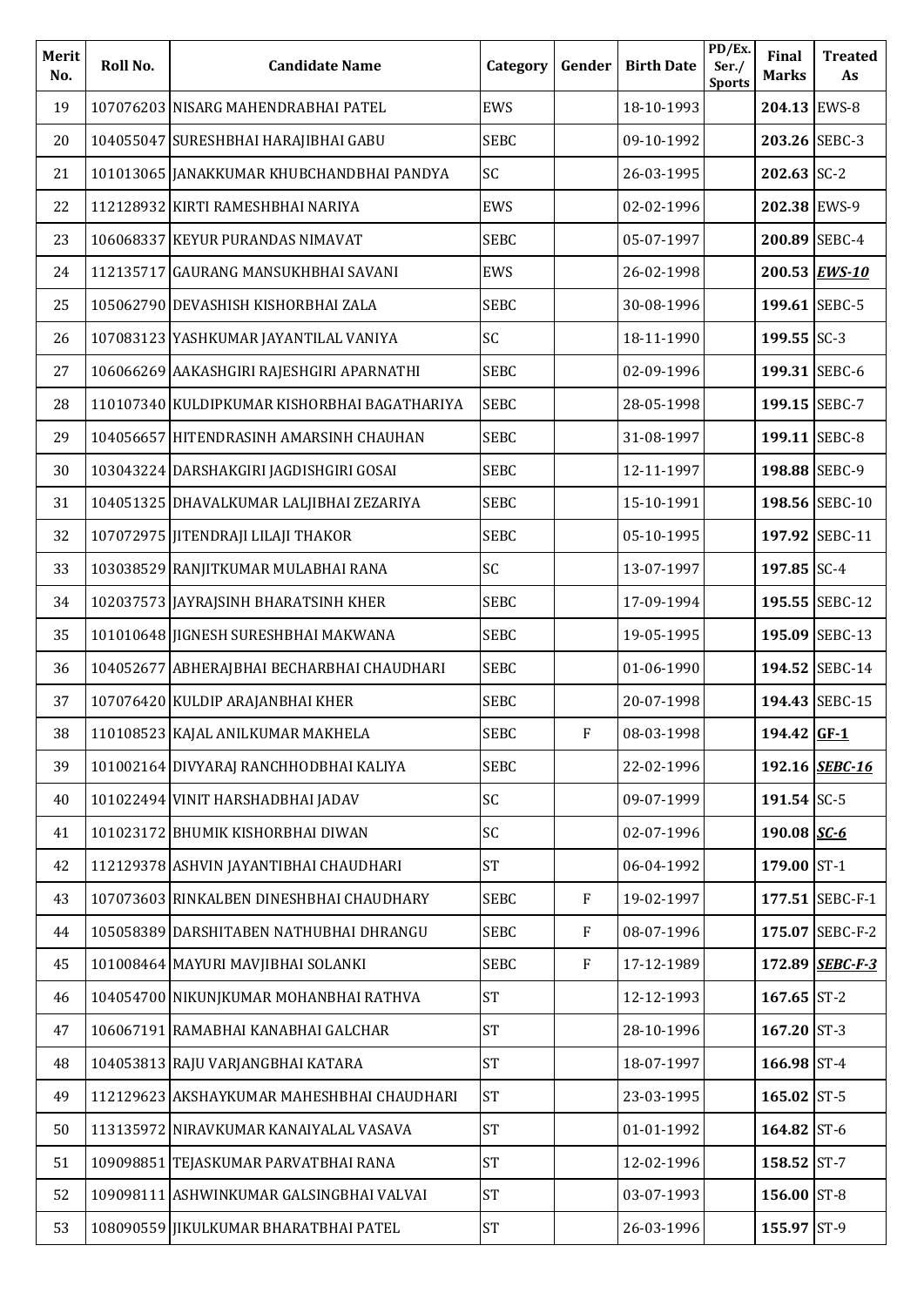| Merit No. | Roll No. | Candidate Name | Category | Gender | Birth Date | PD/Ex. Ser./ Sports | Final Marks | Treated As |
|---|---|---|---|---|---|---|---|---|
| 19 | 107076203 | NISARG MAHENDRABHAI PATEL | EWS | | 18-10-1993 | | **204.13** | EWS-8 |
| 20 | 104055047 | SURESHBHAI HARAJIBHAI GABU | SEBC | | 09-10-1992 | | **203.26** | SEBC-3 |
| 21 | 101013065 | JANAKKUMAR KHUBCHANDBHAI PANDYA | SC | | 26-03-1995 | | **202.63** | SC-2 |
| 22 | 112128932 | KIRTI RAMESHBHAI NARIYA | EWS | | 02-02-1996 | | **202.38** | EWS-9 |
| 23 | 106068337 | KEYUR PURANDAS NIMAVAT | SEBC | | 05-07-1997 | | **200.89** | SEBC-4 |
| 24 | 112135717 | GAURANG MANSUKHBHAI SAVANI | EWS | | 26-02-1998 | | **200.53** | ***EWS-10*** |
| 25 | 105062790 | DEVASHISH KISHORBHAI ZALA | SEBC | | 30-08-1996 | | **199.61** | SEBC-5 |
| 26 | 107083123 | YASHKUMAR JAYANTILAL VANIYA | SC | | 18-11-1990 | | **199.55** | SC-3 |
| 27 | 106066269 | AAKASHGIRI RAJESHGIRI APARNATHI | SEBC | | 02-09-1996 | | **199.31** | SEBC-6 |
| 28 | 110107340 | KULDIPKUMAR KISHORBHAI BAGATHARIYA | SEBC | | 28-05-1998 | | **199.15** | SEBC-7 |
| 29 | 104056657 | HITENDRASINH AMARSINH CHAUHAN | SEBC | | 31-08-1997 | | **199.11** | SEBC-8 |
| 30 | 103043224 | DARSHAKGIRI JAGDISHGIRI GOSAI | SEBC | | 12-11-1997 | | **198.88** | SEBC-9 |
| 31 | 104051325 | DHAVALKUMAR LALJIBHAI ZEZARIYA | SEBC | | 15-10-1991 | | **198.56** | SEBC-10 |
| 32 | 107072975 | JITENDRAJI LILAJI THAKOR | SEBC | | 05-10-1995 | | **197.92** | SEBC-11 |
| 33 | 103038529 | RANJITKUMAR MULABHAI RANA | SC | | 13-07-1997 | | **197.85** | SC-4 |
| 34 | 102037573 | JAYRAJSINH BHARATSINH KHER | SEBC | | 17-09-1994 | | **195.55** | SEBC-12 |
| 35 | 101010648 | JIGNESH SURESHBHAI MAKWANA | SEBC | | 19-05-1995 | | **195.09** | SEBC-13 |
| 36 | 104052677 | ABHERAJBHAI BECHARBHAI CHAUDHARI | SEBC | | 01-06-1990 | | **194.52** | SEBC-14 |
| 37 | 107076420 | KULDIP ARAJANBHAI KHER | SEBC | | 20-07-1998 | | **194.43** | SEBC-15 |
| 38 | 110108523 | KAJAL ANILKUMAR MAKHELA | SEBC | F | 08-03-1998 | | **194.42** | **GF-1** |
| 39 | 101002164 | DIVYARAJ RANCHHODBHAI KALIYA | SEBC | | 22-02-1996 | | **192.16** | ***SEBC-16*** |
| 40 | 101022494 | VINIT HARSHADBHAI JADAV | SC | | 09-07-1999 | | **191.54** | SC-5 |
| 41 | 101023172 | BHUMIK KISHORBHAI DIWAN | SC | | 02-07-1996 | | **190.08** | ***SC-6*** |
| 42 | 112129378 | ASHVIN JAYANTIBHAI CHAUDHARI | ST | | 06-04-1992 | | **179.00** | ST-1 |
| 43 | 107073603 | RINKALBEN DINESHBHAI CHAUDHARY | SEBC | F | 19-02-1997 | | **177.51** | SEBC-F-1 |
| 44 | 105058389 | DARSHITABEN NATHUBHAI DHRANGU | SEBC | F | 08-07-1996 | | **175.07** | SEBC-F-2 |
| 45 | 101008464 | MAYURI MAVJIBHAI SOLANKI | SEBC | F | 17-12-1989 | | **172.89** | ***SEBC-F-3*** |
| 46 | 104054700 | NIKUNJKUMAR MOHANBHAI RATHVA | ST | | 12-12-1993 | | **167.65** | ST-2 |
| 47 | 106067191 | RAMABHAI KANABHAI GALCHAR | ST | | 28-10-1996 | | **167.20** | ST-3 |
| 48 | 104053813 | RAJU VARJANGBHAI KATARA | ST | | 18-07-1997 | | **166.98** | ST-4 |
| 49 | 112129623 | AKSHAYKUMAR MAHESHBHAI CHAUDHARI | ST | | 23-03-1995 | | **165.02** | ST-5 |
| 50 | 113135972 | NIRAVKUMAR KANAIYALAL VASAVA | ST | | 01-01-1992 | | **164.82** | ST-6 |
| 51 | 109098851 | TEJASKUMAR PARVATBHAI RANA | ST | | 12-02-1996 | | **158.52** | ST-7 |
| 52 | 109098111 | ASHWINKUMAR GALSINGBHAI VALVAI | ST | | 03-07-1993 | | **156.00** | ST-8 |
| 53 | 108090559 | JIKULKUMAR BHARATBHAI PATEL | ST | | 26-03-1996 | | **155.97** | ST-9 |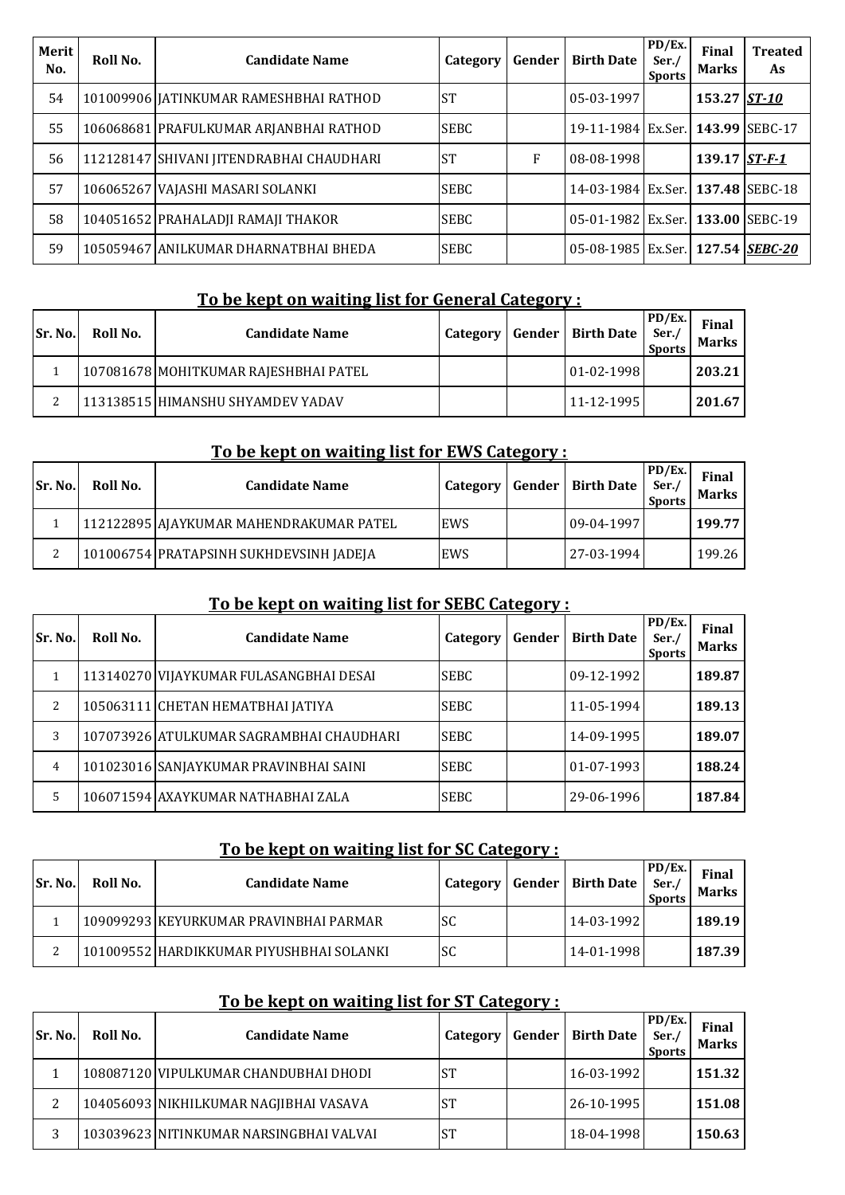| Merit No. | Roll No. | Candidate Name | Category | Gender | Birth Date | PD/Ex. Ser./ Sports | Final Marks | Treated As |
|---|---|---|---|---|---|---|---|---|
| 54 | 101009906 | JATINKUMAR RAMESHBHAI RATHOD | ST | | 05-03-1997 | | **153.27** | ***ST-10*** |
| 55 | 106068681 | PRAFULKUMAR ARJANBHAI RATHOD | SEBC | | 19-11-1984 | Ex.Ser. | **143.99** | SEBC-17 |
| 56 | 112128147 | SHIVANI JITENDRABHAI CHAUDHARI | ST | F | 08-08-1998 | | **139.17** | ***ST-F-1*** |
| 57 | 106065267 | VAJASHI MASARI SOLANKI | SEBC | | 14-03-1984 | Ex.Ser. | **137.48** | SEBC-18 |
| 58 | 104051652 | PRAHALADJI RAMAJI THAKOR | SEBC | | 05-01-1982 | Ex.Ser. | **133.00** | SEBC-19 |
| 59 | 105059467 | ANILKUMAR DHARNATBHAI BHEDA | SEBC | | 05-08-1985 | Ex.Ser. | **127.54** | ***SEBC-20*** |

## To be kept on waiting list for General Category :

| Sr. No. | Roll No. | Candidate Name | Category | Gender | Birth Date | PD/Ex. Ser./ Sports | Final Marks |
|---|---|---|---|---|---|---|---|
| 1 | 107081678 | MOHITKUMAR RAJESHBHAI PATEL | | | 01-02-1998 | | **203.21** |
| 2 | 113138515 | HIMANSHU SHYAMDEV YADAV | | | 11-12-1995 | | **201.67** |

## To be kept on waiting list for EWS Category :

| Sr. No. | Roll No. | Candidate Name | Category | Gender | Birth Date | PD/Ex. Ser./ Sports | Final Marks |
|---|---|---|---|---|---|---|---|
| 1 | 112122895 | AJAYKUMAR MAHENDRAKUMAR PATEL | EWS | | 09-04-1997 | | **199.77** |
| 2 | 101006754 | PRATAPSINH SUKHDEVSINH JADEJA | EWS | | 27-03-1994 | | 199.26 |

## To be kept on waiting list for SEBC Category :

| Sr. No. | Roll No. | Candidate Name | Category | Gender | Birth Date | PD/Ex. Ser./ Sports | Final Marks |
|---|---|---|---|---|---|---|---|
| 1 | 113140270 | VIJAYKUMAR FULASANGBHAI DESAI | SEBC | | 09-12-1992 | | **189.87** |
| 2 | 105063111 | CHETAN HEMATBHAI JATIYA | SEBC | | 11-05-1994 | | **189.13** |
| 3 | 107073926 | ATULKUMAR SAGRAMBHAI CHAUDHARI | SEBC | | 14-09-1995 | | **189.07** |
| 4 | 101023016 | SANJAYKUMAR PRAVINBHAI SAINI | SEBC | | 01-07-1993 | | **188.24** |
| 5 | 106071594 | AXAYKUMAR NATHABHAI ZALA | SEBC | | 29-06-1996 | | **187.84** |

## To be kept on waiting list for SC Category :

| Sr. No. | Roll No. | Candidate Name | Category | Gender | Birth Date | PD/Ex. Ser./ Sports | Final Marks |
|---|---|---|---|---|---|---|---|
| 1 | 109099293 | KEYURKUMAR PRAVINBHAI PARMAR | SC | | 14-03-1992 | | **189.19** |
| 2 | 101009552 | HARDIKKUMAR PIYUSHBHAI SOLANKI | SC | | 14-01-1998 | | **187.39** |

## To be kept on waiting list for ST Category :

| Sr. No. | Roll No. | Candidate Name | Category | Gender | Birth Date | PD/Ex. Ser./ Sports | Final Marks |
|---|---|---|---|---|---|---|---|
| 1 | 108087120 | VIPULKUMAR CHANDUBHAI DHODI | ST | | 16-03-1992 | | **151.32** |
| 2 | 104056093 | NIKHILKUMAR NAGJIBHAI VASAVA | ST | | 26-10-1995 | | **151.08** |
| 3 | 103039623 | NITINKUMAR NARSINGBHAI VALVAI | ST | | 18-04-1998 | | **150.63** |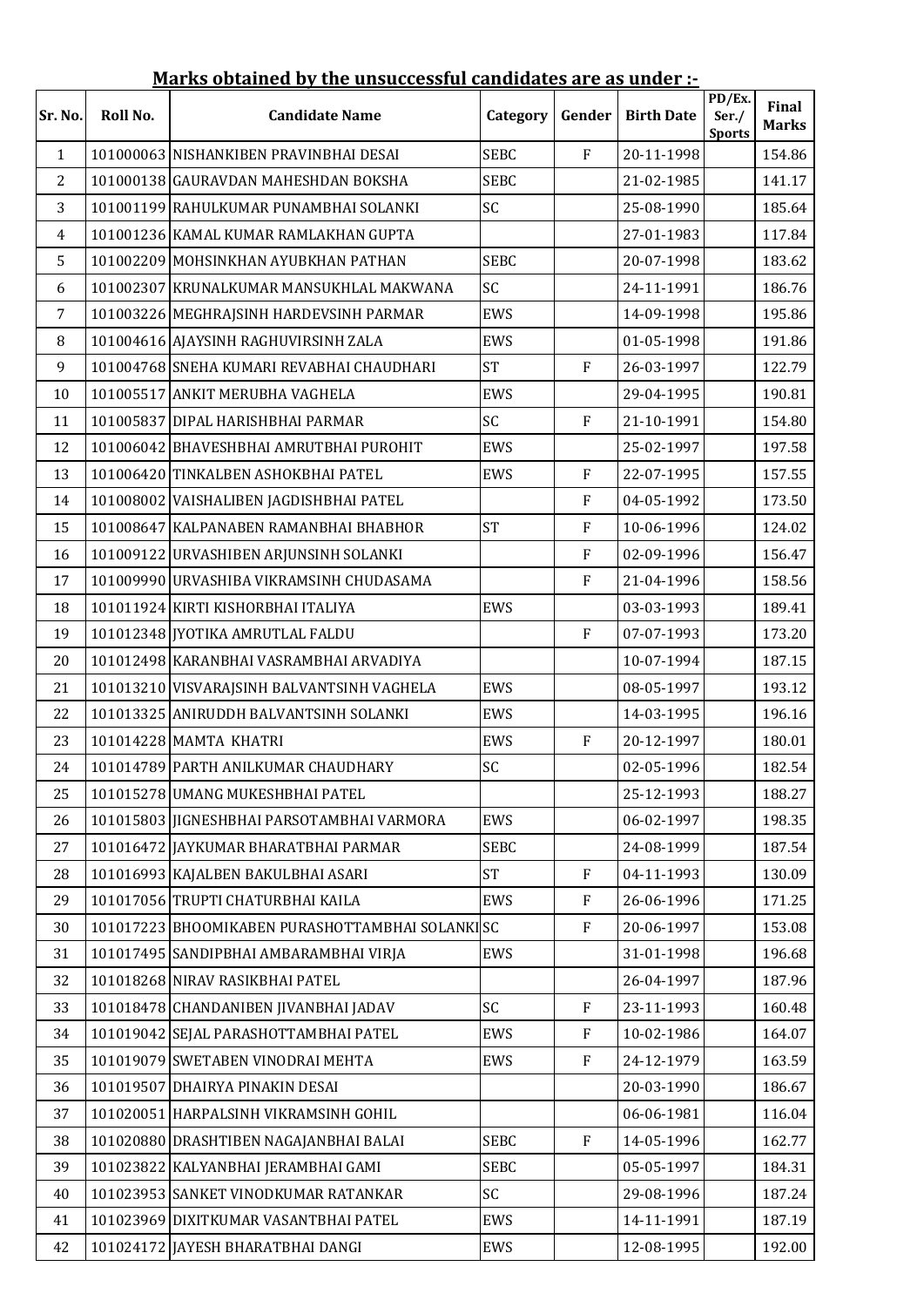**Marks obtained by the unsuccessful candidates are as under :-**

| Sr. No. | Roll No. | Candidate Name | Category | Gender | Birth Date | PD/Ex. Ser./ Sports | Final Marks |
|---|---|---|---|---|---|---|---|
| 1 | 101000063 | NISHANKIBEN PRAVINBHAI DESAI | SEBC | F | 20-11-1998 | | 154.86 |
| 2 | 101000138 | GAURAVDAN MAHESHDAN BOKSHA | SEBC | | 21-02-1985 | | 141.17 |
| 3 | 101001199 | RAHULKUMAR PUNAMBHAI SOLANKI | SC | | 25-08-1990 | | 185.64 |
| 4 | 101001236 | KAMAL KUMAR RAMLAKHAN GUPTA | | | 27-01-1983 | | 117.84 |
| 5 | 101002209 | MOHSINKHAN AYUBKHAN PATHAN | SEBC | | 20-07-1998 | | 183.62 |
| 6 | 101002307 | KRUNALKUMAR MANSUKHLAL MAKWANA | SC | | 24-11-1991 | | 186.76 |
| 7 | 101003226 | MEGHRAJSINH HARDEVSINH PARMAR | EWS | | 14-09-1998 | | 195.86 |
| 8 | 101004616 | AJAYSINH RAGHUVIRSINH ZALA | EWS | | 01-05-1998 | | 191.86 |
| 9 | 101004768 | SNEHA KUMARI REVABHAI CHAUDHARI | ST | F | 26-03-1997 | | 122.79 |
| 10 | 101005517 | ANKIT MERUBHA VAGHELA | EWS | | 29-04-1995 | | 190.81 |
| 11 | 101005837 | DIPAL HARISHBHAI PARMAR | SC | F | 21-10-1991 | | 154.80 |
| 12 | 101006042 | BHAVESHBHAI AMRUTBHAI PUROHIT | EWS | | 25-02-1997 | | 197.58 |
| 13 | 101006420 | TINKALBEN ASHOKBHAI PATEL | EWS | F | 22-07-1995 | | 157.55 |
| 14 | 101008002 | VAISHALIBEN JAGDISHBHAI PATEL | | F | 04-05-1992 | | 173.50 |
| 15 | 101008647 | KALPANABEN RAMANBHAI BHABHOR | ST | F | 10-06-1996 | | 124.02 |
| 16 | 101009122 | URVASHIBEN ARJUNSINH SOLANKI | | F | 02-09-1996 | | 156.47 |
| 17 | 101009990 | URVASHIBA VIKRAMSINH CHUDASAMA | | F | 21-04-1996 | | 158.56 |
| 18 | 101011924 | KIRTI KISHORBHAI ITALIYA | EWS | | 03-03-1993 | | 189.41 |
| 19 | 101012348 | JYOTIKA AMRUTLAL FALDU | | F | 07-07-1993 | | 173.20 |
| 20 | 101012498 | KARANBHAI VASRAMBHAI ARVADIYA | | | 10-07-1994 | | 187.15 |
| 21 | 101013210 | VISVARAJSINH BALVANTSINH VAGHELA | EWS | | 08-05-1997 | | 193.12 |
| 22 | 101013325 | ANIRUDDH BALVANTSINH SOLANKI | EWS | | 14-03-1995 | | 196.16 |
| 23 | 101014228 | MAMTA KHATRI | EWS | F | 20-12-1997 | | 180.01 |
| 24 | 101014789 | PARTH ANILKUMAR CHAUDHARY | SC | | 02-05-1996 | | 182.54 |
| 25 | 101015278 | UMANG MUKESHBHAI PATEL | | | 25-12-1993 | | 188.27 |
| 26 | 101015803 | JIGNESHBHAI PARSOTAMBHAI VARMORA | EWS | | 06-02-1997 | | 198.35 |
| 27 | 101016472 | JAYKUMAR BHARATBHAI PARMAR | SEBC | | 24-08-1999 | | 187.54 |
| 28 | 101016993 | KAJALBEN BAKULBHAI ASARI | ST | F | 04-11-1993 | | 130.09 |
| 29 | 101017056 | TRUPTI CHATURBHAI KAILA | EWS | F | 26-06-1996 | | 171.25 |
| 30 | 101017223 | BHOOMIKABEN PURASHOTTAMBHAI SOLANKI | SC | F | 20-06-1997 | | 153.08 |
| 31 | 101017495 | SANDIPBHAI AMBARAMBHAI VIRJA | EWS | | 31-01-1998 | | 196.68 |
| 32 | 101018268 | NIRAV RASIKBHAI PATEL | | | 26-04-1997 | | 187.96 |
| 33 | 101018478 | CHANDANIBEN JIVANBHAI JADAV | SC | F | 23-11-1993 | | 160.48 |
| 34 | 101019042 | SEJAL PARASHOTTAMBHAI PATEL | EWS | F | 10-02-1986 | | 164.07 |
| 35 | 101019079 | SWETABEN VINODRAI MEHTA | EWS | F | 24-12-1979 | | 163.59 |
| 36 | 101019507 | DHAIRYA PINAKIN DESAI | | | 20-03-1990 | | 186.67 |
| 37 | 101020051 | HARPALSINH VIKRAMSINH GOHIL | | | 06-06-1981 | | 116.04 |
| 38 | 101020880 | DRASHTIBEN NAGAJANBHAI BALAI | SEBC | F | 14-05-1996 | | 162.77 |
| 39 | 101023822 | KALYANBHAI JERAMBHAI GAMI | SEBC | | 05-05-1997 | | 184.31 |
| 40 | 101023953 | SANKET VINODKUMAR RATANKAR | SC | | 29-08-1996 | | 187.24 |
| 41 | 101023969 | DIXITKUMAR VASANTBHAI PATEL | EWS | | 14-11-1991 | | 187.19 |
| 42 | 101024172 | JAYESH BHARATBHAI DANGI | EWS | | 12-08-1995 | | 192.00 |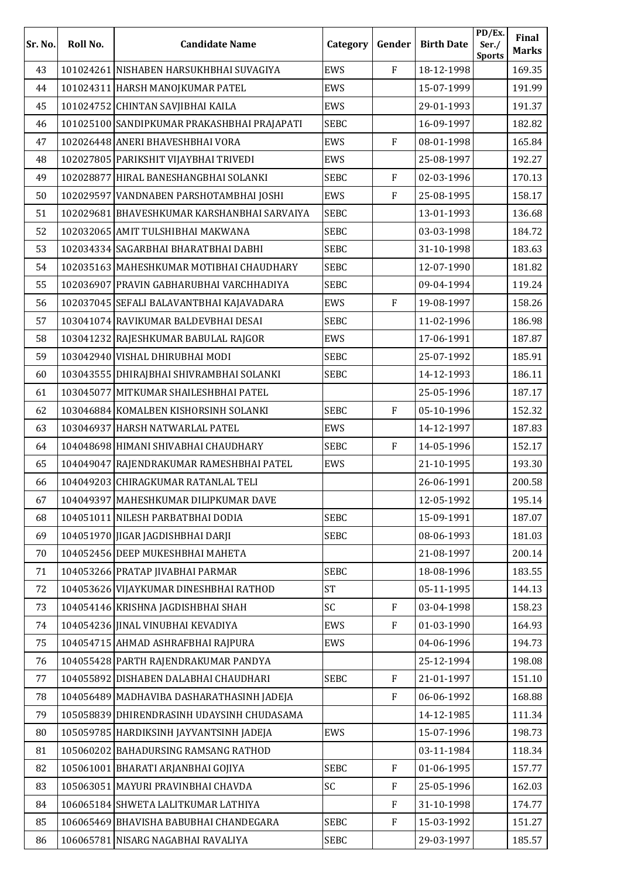| Sr. No. | Roll No. | Candidate Name | Category | Gender | Birth Date | PD/Ex. Ser./ Sports | Final Marks |
|---|---|---|---|---|---|---|---|
| 43 | 101024261 | NISHABEN HARSUKHBHAI SUVAGIYA | EWS | F | 18-12-1998 | | 169.35 |
| 44 | 101024311 | HARSH MANOJKUMAR PATEL | EWS | | 15-07-1999 | | 191.99 |
| 45 | 101024752 | CHINTAN SAVJIBHAI KAILA | EWS | | 29-01-1993 | | 191.37 |
| 46 | 101025100 | SANDIPKUMAR PRAKASHBHAI PRAJAPATI | SEBC | | 16-09-1997 | | 182.82 |
| 47 | 102026448 | ANERI BHAVESHBHAI VORA | EWS | F | 08-01-1998 | | 165.84 |
| 48 | 102027805 | PARIKSHIT VIJAYBHAI TRIVEDI | EWS | | 25-08-1997 | | 192.27 |
| 49 | 102028877 | HIRAL BANESHANGBHAI SOLANKI | SEBC | F | 02-03-1996 | | 170.13 |
| 50 | 102029597 | VANDNABEN PARSHOTAMBHAI JOSHI | EWS | F | 25-08-1995 | | 158.17 |
| 51 | 102029681 | BHAVESHKUMAR KARSHANBHAI SARVAIYA | SEBC | | 13-01-1993 | | 136.68 |
| 52 | 102032065 | AMIT TULSHIBHAI MAKWANA | SEBC | | 03-03-1998 | | 184.72 |
| 53 | 102034334 | SAGARBHAI BHARATBHAI DABHI | SEBC | | 31-10-1998 | | 183.63 |
| 54 | 102035163 | MAHESHKUMAR MOTIBHAI CHAUDHARY | SEBC | | 12-07-1990 | | 181.82 |
| 55 | 102036907 | PRAVIN GABHARUBHAI VARCHHADIYA | SEBC | | 09-04-1994 | | 119.24 |
| 56 | 102037045 | SEFALI BALAVANTBHAI KAJAVADARA | EWS | F | 19-08-1997 | | 158.26 |
| 57 | 103041074 | RAVIKUMAR BALDEVBHAI DESAI | SEBC | | 11-02-1996 | | 186.98 |
| 58 | 103041232 | RAJESHKUMAR BABULAL RAJGOR | EWS | | 17-06-1991 | | 187.87 |
| 59 | 103042940 | VISHAL DHIRUBHAI MODI | SEBC | | 25-07-1992 | | 185.91 |
| 60 | 103043555 | DHIRAJBHAI SHIVRAMBHAI SOLANKI | SEBC | | 14-12-1993 | | 186.11 |
| 61 | 103045077 | MITKUMAR SHAILESHBHAI PATEL | | | 25-05-1996 | | 187.17 |
| 62 | 103046884 | KOMALBEN KISHORSINH SOLANKI | SEBC | F | 05-10-1996 | | 152.32 |
| 63 | 103046937 | HARSH NATWARLAL PATEL | EWS | | 14-12-1997 | | 187.83 |
| 64 | 104048698 | HIMANI SHIVABHAI CHAUDHARY | SEBC | F | 14-05-1996 | | 152.17 |
| 65 | 104049047 | RAJENDRAKUMAR RAMESHBHAI PATEL | EWS | | 21-10-1995 | | 193.30 |
| 66 | 104049203 | CHIRAGKUMAR RATANLAL TELI | | | 26-06-1991 | | 200.58 |
| 67 | 104049397 | MAHESHKUMAR DILIPKUMAR DAVE | | | 12-05-1992 | | 195.14 |
| 68 | 104051011 | NILESH PARBATBHAI DODIA | SEBC | | 15-09-1991 | | 187.07 |
| 69 | 104051970 | JIGAR JAGDISHBHAI DARJI | SEBC | | 08-06-1993 | | 181.03 |
| 70 | 104052456 | DEEP MUKESHBHAI MAHETA | | | 21-08-1997 | | 200.14 |
| 71 | 104053266 | PRATAP JIVABHAI PARMAR | SEBC | | 18-08-1996 | | 183.55 |
| 72 | 104053626 | VIJAYKUMAR DINESHBHAI RATHOD | ST | | 05-11-1995 | | 144.13 |
| 73 | 104054146 | KRISHNA JAGDISHBHAI SHAH | SC | F | 03-04-1998 | | 158.23 |
| 74 | 104054236 | JINAL VINUBHAI KEVADIYA | EWS | F | 01-03-1990 | | 164.93 |
| 75 | 104054715 | AHMAD ASHRAFBHAI RAJPURA | EWS | | 04-06-1996 | | 194.73 |
| 76 | 104055428 | PARTH RAJENDRAKUMAR PANDYA | | | 25-12-1994 | | 198.08 |
| 77 | 104055892 | DISHABEN DALABHAI CHAUDHARI | SEBC | F | 21-01-1997 | | 151.10 |
| 78 | 104056489 | MADHAVIBA DASHARATHASINH JADEJA | | F | 06-06-1992 | | 168.88 |
| 79 | 105058839 | DHIRENDRASINH UDAYSINH CHUDASAMA | | | 14-12-1985 | | 111.34 |
| 80 | 105059785 | HARDIKSINH JAYVANTSINH JADEJA | EWS | | 15-07-1996 | | 198.73 |
| 81 | 105060202 | BAHADURSING RAMSANG RATHOD | | | 03-11-1984 | | 118.34 |
| 82 | 105061001 | BHARATI ARJANBHAI GOJIYA | SEBC | F | 01-06-1995 | | 157.77 |
| 83 | 105063051 | MAYURI PRAVINBHAI CHAVDA | SC | F | 25-05-1996 | | 162.03 |
| 84 | 106065184 | SHWETA LALITKUMAR LATHIYA | | F | 31-10-1998 | | 174.77 |
| 85 | 106065469 | BHAVISHA BABUBHAI CHANDEGARA | SEBC | F | 15-03-1992 | | 151.27 |
| 86 | 106065781 | NISARG NAGABHAI RAVALIYA | SEBC | | 29-03-1997 | | 185.57 |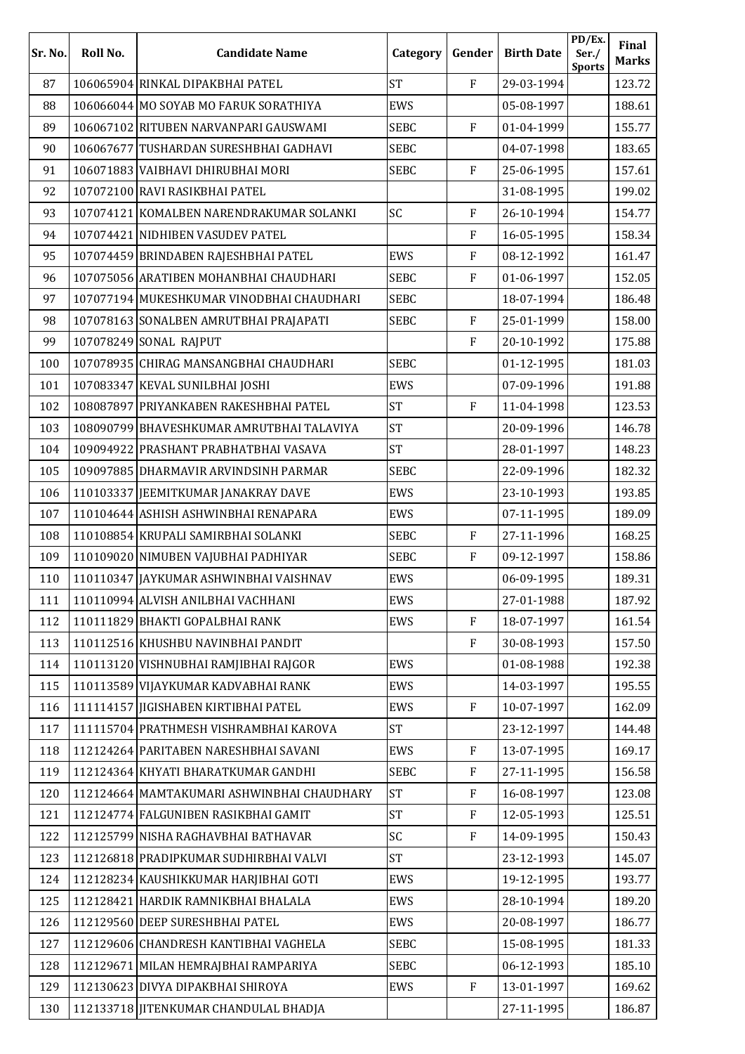| Sr. No. | Roll No. | Candidate Name | Category | Gender | Birth Date | PD/Ex. Ser./ Sports | Final Marks |
|---|---|---|---|---|---|---|---|
| 87 | 106065904 | RINKAL DIPAKBHAI PATEL | ST | F | 29-03-1994 | | 123.72 |
| 88 | 106066044 | MO SOYAB MO FARUK SORATHIYA | EWS | | 05-08-1997 | | 188.61 |
| 89 | 106067102 | RITUBEN NARVANPARI GAUSWAMI | SEBC | F | 01-04-1999 | | 155.77 |
| 90 | 106067677 | TUSHARDAN SURESHBHAI GADHAVI | SEBC | | 04-07-1998 | | 183.65 |
| 91 | 106071883 | VAIBHAVI DHIRUBHAI MORI | SEBC | F | 25-06-1995 | | 157.61 |
| 92 | 107072100 | RAVI RASIKBHAI PATEL | | | 31-08-1995 | | 199.02 |
| 93 | 107074121 | KOMALBEN NARENDRAKUMAR SOLANKI | SC | F | 26-10-1994 | | 154.77 |
| 94 | 107074421 | NIDHIBEN VASUDEV PATEL | | F | 16-05-1995 | | 158.34 |
| 95 | 107074459 | BRINDABEN RAJESHBHAI PATEL | EWS | F | 08-12-1992 | | 161.47 |
| 96 | 107075056 | ARATIBEN MOHANBHAI CHAUDHARI | SEBC | F | 01-06-1997 | | 152.05 |
| 97 | 107077194 | MUKESHKUMAR VINODBHAI CHAUDHARI | SEBC | | 18-07-1994 | | 186.48 |
| 98 | 107078163 | SONALBEN AMRUTBHAI PRAJAPATI | SEBC | F | 25-01-1999 | | 158.00 |
| 99 | 107078249 | SONAL RAJPUT | | F | 20-10-1992 | | 175.88 |
| 100 | 107078935 | CHIRAG MANSANGBHAI CHAUDHARI | SEBC | | 01-12-1995 | | 181.03 |
| 101 | 107083347 | KEVAL SUNILBHAI JOSHI | EWS | | 07-09-1996 | | 191.88 |
| 102 | 108087897 | PRIYANKABEN RAKESHBHAI PATEL | ST | F | 11-04-1998 | | 123.53 |
| 103 | 108090799 | BHAVESHKUMAR AMRUTBHAI TALAVIYA | ST | | 20-09-1996 | | 146.78 |
| 104 | 109094922 | PRASHANT PRABHATBHAI VASAVA | ST | | 28-01-1997 | | 148.23 |
| 105 | 109097885 | DHARMAVIR ARVINDSINH PARMAR | SEBC | | 22-09-1996 | | 182.32 |
| 106 | 110103337 | JEEMITKUMAR JANAKRAY DAVE | EWS | | 23-10-1993 | | 193.85 |
| 107 | 110104644 | ASHISH ASHWINBHAI RENAPARA | EWS | | 07-11-1995 | | 189.09 |
| 108 | 110108854 | KRUPALI SAMIRBHAI SOLANKI | SEBC | F | 27-11-1996 | | 168.25 |
| 109 | 110109020 | NIMUBEN VAJUBHAI PADHIYAR | SEBC | F | 09-12-1997 | | 158.86 |
| 110 | 110110347 | JAYKUMAR ASHWINBHAI VAISHNAV | EWS | | 06-09-1995 | | 189.31 |
| 111 | 110110994 | ALVISH ANILBHAI VACHHANI | EWS | | 27-01-1988 | | 187.92 |
| 112 | 110111829 | BHAKTI GOPALBHAI RANK | EWS | F | 18-07-1997 | | 161.54 |
| 113 | 110112516 | KHUSHBU NAVINBHAI PANDIT | | F | 30-08-1993 | | 157.50 |
| 114 | 110113120 | VISHNUBHAI RAMJIBHAI RAJGOR | EWS | | 01-08-1988 | | 192.38 |
| 115 | 110113589 | VIJAYKUMAR KADVABHAI RANK | EWS | | 14-03-1997 | | 195.55 |
| 116 | 111114157 | JIGISHABEN KIRTIBHAI PATEL | EWS | F | 10-07-1997 | | 162.09 |
| 117 | 111115704 | PRATHMESH VISHRAMBHAI KAROVA | ST | | 23-12-1997 | | 144.48 |
| 118 | 112124264 | PARITABEN NARESHBHAI SAVANI | EWS | F | 13-07-1995 | | 169.17 |
| 119 | 112124364 | KHYATI BHARATKUMAR GANDHI | SEBC | F | 27-11-1995 | | 156.58 |
| 120 | 112124664 | MAMTAKUMARI ASHWINBHAI CHAUDHARY | ST | F | 16-08-1997 | | 123.08 |
| 121 | 112124774 | FALGUNIBEN RASIKBHAI GAMIT | ST | F | 12-05-1993 | | 125.51 |
| 122 | 112125799 | NISHA RAGHAVBHAI BATHAVAR | SC | F | 14-09-1995 | | 150.43 |
| 123 | 112126818 | PRADIPKUMAR SUDHIRBHAI VALVI | ST | | 23-12-1993 | | 145.07 |
| 124 | 112128234 | KAUSHIKKUMAR HARJIBHAI GOTI | EWS | | 19-12-1995 | | 193.77 |
| 125 | 112128421 | HARDIK RAMNIKBHAI BHALALA | EWS | | 28-10-1994 | | 189.20 |
| 126 | 112129560 | DEEP SURESHBHAI PATEL | EWS | | 20-08-1997 | | 186.77 |
| 127 | 112129606 | CHANDRESH KANTIBHAI VAGHELA | SEBC | | 15-08-1995 | | 181.33 |
| 128 | 112129671 | MILAN HEMRAJBHAI RAMPARIYA | SEBC | | 06-12-1993 | | 185.10 |
| 129 | 112130623 | DIVYA DIPAKBHAI SHIROYA | EWS | F | 13-01-1997 | | 169.62 |
| 130 | 112133718 | JITENKUMAR CHANDULAL BHADJA | | | 27-11-1995 | | 186.87 |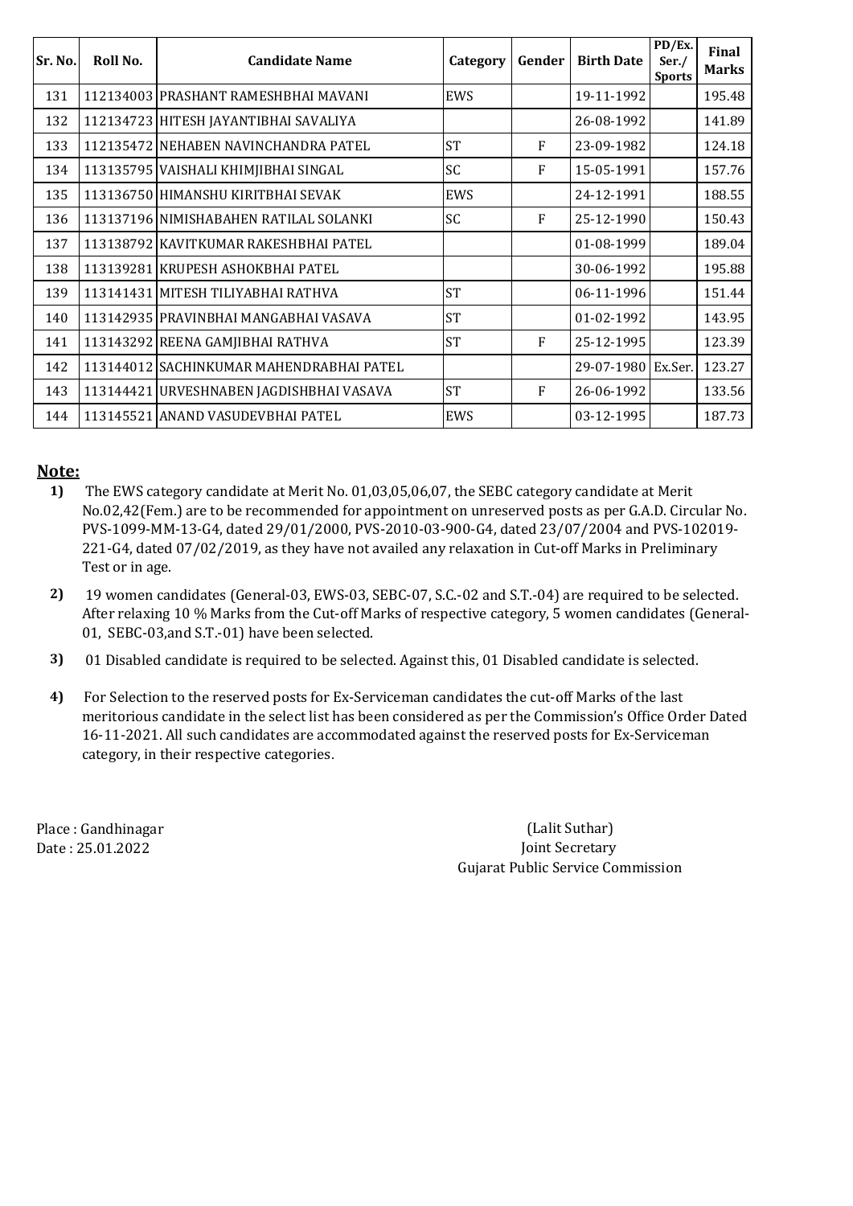| Sr. No. | Roll No. | Candidate Name | Category | Gender | Birth Date | PD/Ex. Ser./ Sports | Final Marks |
|---|---|---|---|---|---|---|---|
| 131 | 112134003 | PRASHANT RAMESHBHAI MAVANI | EWS | | 19-11-1992 | | 195.48 |
| 132 | 112134723 | HITESH JAYANTIBHAI SAVALIYA | | | 26-08-1992 | | 141.89 |
| 133 | 112135472 | NEHABEN NAVINCHANDRA PATEL | ST | F | 23-09-1982 | | 124.18 |
| 134 | 113135795 | VAISHALI KHIMJIBHAI SINGAL | SC | F | 15-05-1991 | | 157.76 |
| 135 | 113136750 | HIMANSHU KIRITBHAI SEVAK | EWS | | 24-12-1991 | | 188.55 |
| 136 | 113137196 | NIMISHABAHEN RATILAL SOLANKI | SC | F | 25-12-1990 | | 150.43 |
| 137 | 113138792 | KAVITKUMAR RAKESHBHAI PATEL | | | 01-08-1999 | | 189.04 |
| 138 | 113139281 | KRUPESH ASHOKBHAI PATEL | | | 30-06-1992 | | 195.88 |
| 139 | 113141431 | MITESH TILIYABHAI RATHVA | ST | | 06-11-1996 | | 151.44 |
| 140 | 113142935 | PRAVINBHAI MANGABHAI VASAVA | ST | | 01-02-1992 | | 143.95 |
| 141 | 113143292 | REENA GAMJIBHAI RATHVA | ST | F | 25-12-1995 | | 123.39 |
| 142 | 113144012 | SACHINKUMAR MAHENDRABHAI PATEL | | | 29-07-1980 | Ex.Ser. | 123.27 |
| 143 | 113144421 | URVESHNABEN JAGDISHBHAI VASAVA | ST | F | 26-06-1992 | | 133.56 |
| 144 | 113145521 | ANAND VASUDEVBHAI PATEL | EWS | | 03-12-1995 | | 187.73 |

**Note:**

1) The EWS category candidate at Merit No. 01,03,05,06,07, the SEBC category candidate at Merit No.02,42(Fem.) are to be recommended for appointment on unreserved posts as per G.A.D. Circular No. PVS-1099-MM-13-G4, dated 29/01/2000, PVS-2010-03-900-G4, dated 23/07/2004 and PVS-102019-221-G4, dated 07/02/2019, as they have not availed any relaxation in Cut-off Marks in Preliminary Test or in age.

2) 19 women candidates (General-03, EWS-03, SEBC-07, S.C.-02 and S.T.-04) are required to be selected. After relaxing 10 % Marks from the Cut-off Marks of respective category, 5 women candidates (General-01, SEBC-03,and S.T.-01) have been selected.

3) 01 Disabled candidate is required to be selected. Against this, 01 Disabled candidate is selected.

4) For Selection to the reserved posts for Ex-Serviceman candidates the cut-off Marks of the last meritorious candidate in the select list has been considered as per the Commission's Office Order Dated 16-11-2021. All such candidates are accommodated against the reserved posts for Ex-Serviceman category, in their respective categories.

Place : Gandhinagar
Date : 25.01.2022

(Lalit Suthar)
Joint Secretary
Gujarat Public Service Commission